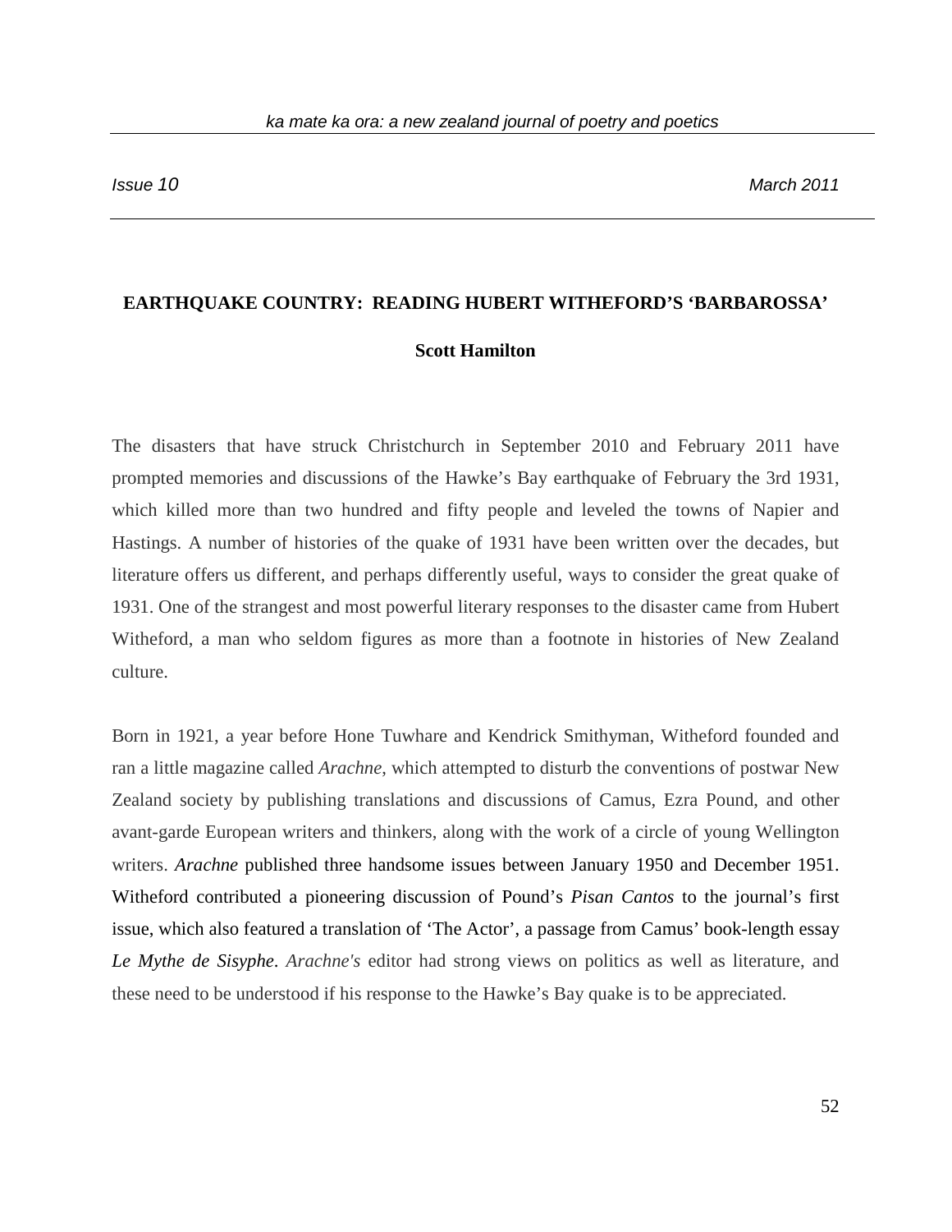# EARTHQUAKE COUNTRY: READING HUBERT WITHEFORD'S 'BARBAROSSA'

**Scott Hamilton**

The disasters that have struck Christchurch in September 2010 and February 2011 have prompted memories and discussions of the Hawke's Bay earthquake of February the 3rd 1931, which killed more than two hundred and fifty people and leveled the towns of Napier and Hastings. A number of histories of the quake of 1931 have been written over the decades, but literature offers us different, and perhaps differently useful, ways to consider the great quake of 1931. One of the strangest and most powerful literary responses to the disaster came from Hubert Witheford, a man who seldom figures as more than a footnote in histories of New Zealand culture.

Born in 1921, a year before Hone Tuwhare and Kendrick Smithyman, Witheford founded and ran a little magazine called *Arachne*, which attempted to disturb the conventions of postwar New Zealand society by publishing translations and discussions of Camus, Ezra Pound, and other avant-garde European writers and thinkers, along with the work of a circle of young Wellington writers. *Arachne* published three handsome issues between January 1950 and December 1951. Witheford contributed a pioneering discussion of Pound's *Pisan Cantos* to the journal's first issue, which also featured a translation of 'The Actor', a passage from Camus' book-length essay *Le Mythe de Sisyphe*. *Arachne's* editor had strong views on politics as well as literature, and these need to be understood if his response to the Hawke's Bay quake is to be appreciated.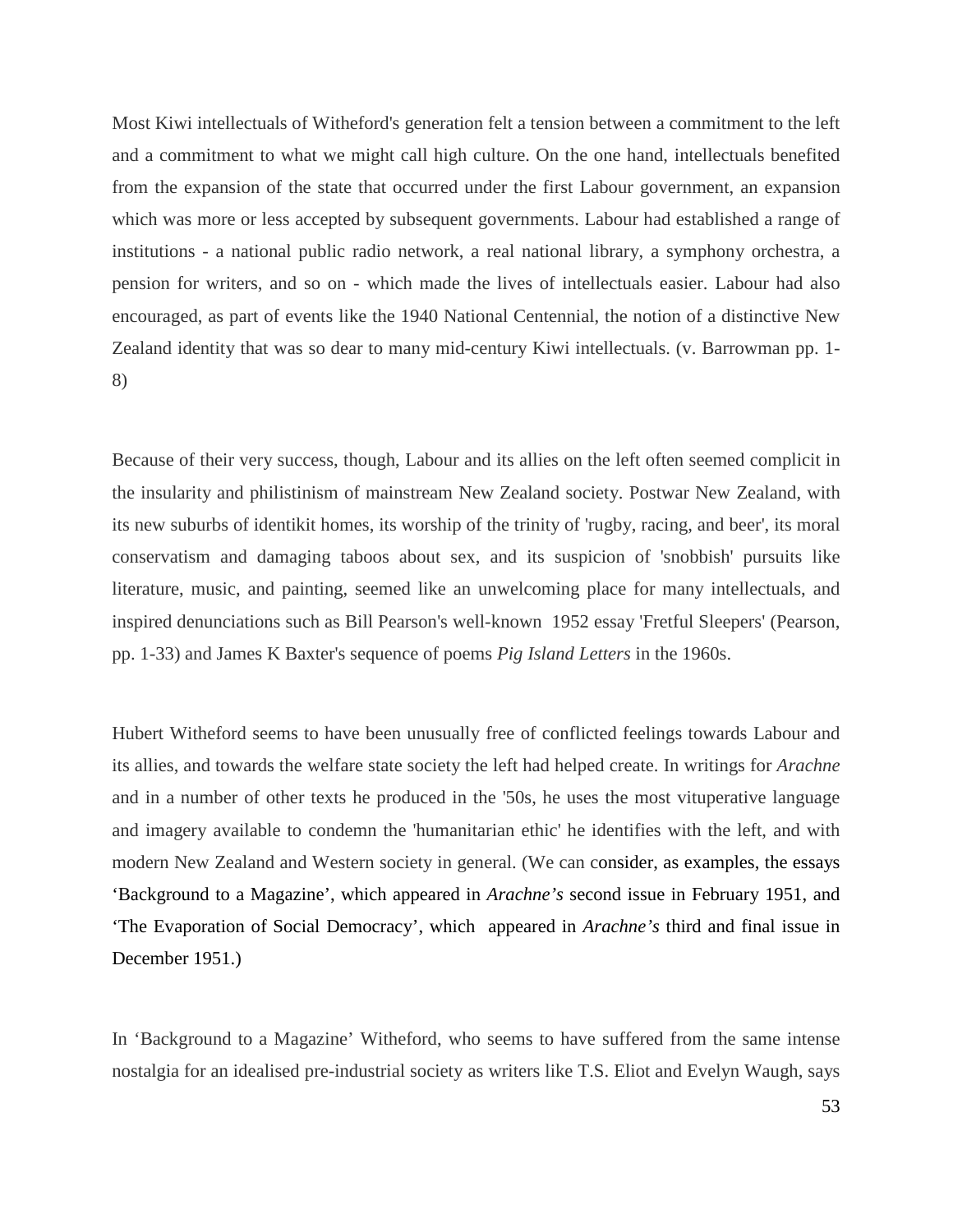Most Kiwi intellectuals of Witheford's generation felt a tension between a commitment to the left and a commitment to what we might call high culture. On the one hand, intellectuals benefited from the expansion of the state that occurred under the first Labour government, an expansion which was more or less accepted by subsequent governments. Labour had established a range of institutions - a national public radio network, a real national library, a symphony orchestra, a pension for writers, and so on - which made the lives of intellectuals easier. Labour had also encouraged, as part of events like the 1940 National Centennial, the notion of a distinctive New Zealand identity that was so dear to many mid-century Kiwi intellectuals. (v. Barrowman pp. 1-8)

Because of their very success, though, Labour and its allies on the left often seemed complicit in the insularity and philistinism of mainstream New Zealand society. Postwar New Zealand, with its new suburbs of identikit homes, its worship of the trinity of 'rugby, racing, and beer', its moral conservatism and damaging taboos about sex, and its suspicion of 'snobbish' pursuits like literature, music, and painting, seemed like an unwelcoming place for many intellectuals, and inspired denunciations such as Bill Pearson's well-known 1952 essay 'Fretful Sleepers' (Pearson, pp. 1-33) and James K Baxter's sequence of poems *Pig Island Letters* in the 1960s.

Hubert Witheford seems to have been unusually free of conflicted feelings towards Labour and its allies, and towards the welfare state society the left had helped create. In writings for *Arachne* and in a number of other texts he produced in the '50s, he uses the most vituperative language and imagery available to condemn the 'humanitarian ethic' he identifies with the left, and with modern New Zealand and Western society in general. (We can consider, as examples, the essays 'Background to a Magazine', which appeared in *Arachne's* second issue in February 1951, and 'The Evaporation of Social Democracy', which appeared in *Arachne's* third and final issue in December 1951.)

In 'Background to a Magazine' Witheford, who seems to have suffered from the same intense nostalgia for an idealised pre-industrial society as writers like T.S. Eliot and Evelyn Waugh, says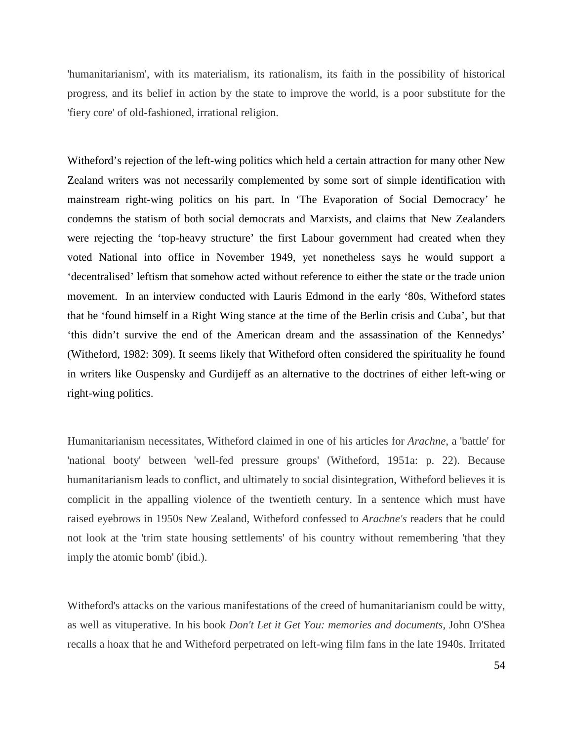'humanitarianism', with its materialism, its rationalism, its faith in the possibility of historical progress, and its belief in action by the state to improve the world, is a poor substitute for the 'fiery core' of old-fashioned, irrational religion.

Witheford's rejection of the left-wing politics which held a certain attraction for many other New Zealand writers was not necessarily complemented by some sort of simple identification with mainstream right-wing politics on his part. In 'The Evaporation of Social Democracy' he condemns the statism of both social democrats and Marxists, and claims that New Zealanders were rejecting the 'top-heavy structure' the first Labour government had created when they voted National into office in November 1949, yet nonetheless says he would support a 'decentralised' leftism that somehow acted without reference to either the state or the trade union movement. In an interview conducted with Lauris Edmond in the early '80s, Witheford states that he 'found himself in a Right Wing stance at the time of the Berlin crisis and Cuba', but that 'this didn't survive the end of the American dream and the assassination of the Kennedys' (Witheford, 1982: 309). It seems likely that Witheford often considered the spirituality he found in writers like Ouspensky and Gurdijeff as an alternative to the doctrines of either left-wing or right-wing politics.

Humanitarianism necessitates, Witheford claimed in one of his articles for *Arachne*, a 'battle' for 'national booty' between 'well-fed pressure groups' (Witheford, 1951a: p. 22). Because humanitarianism leads to conflict, and ultimately to social disintegration, Witheford believes it is complicit in the appalling violence of the twentieth century. In a sentence which must have raised eyebrows in 1950s New Zealand, Witheford confessed to *Arachne's* readers that he could not look at the 'trim state housing settlements' of his country without remembering 'that they imply the atomic bomb' (ibid.).

Witheford's attacks on the various manifestations of the creed of humanitarianism could be witty, as well as vituperative. In his book *Don't Let it Get You: memories and documents*, John O'Shea recalls a hoax that he and Witheford perpetrated on left-wing film fans in the late 1940s. Irritated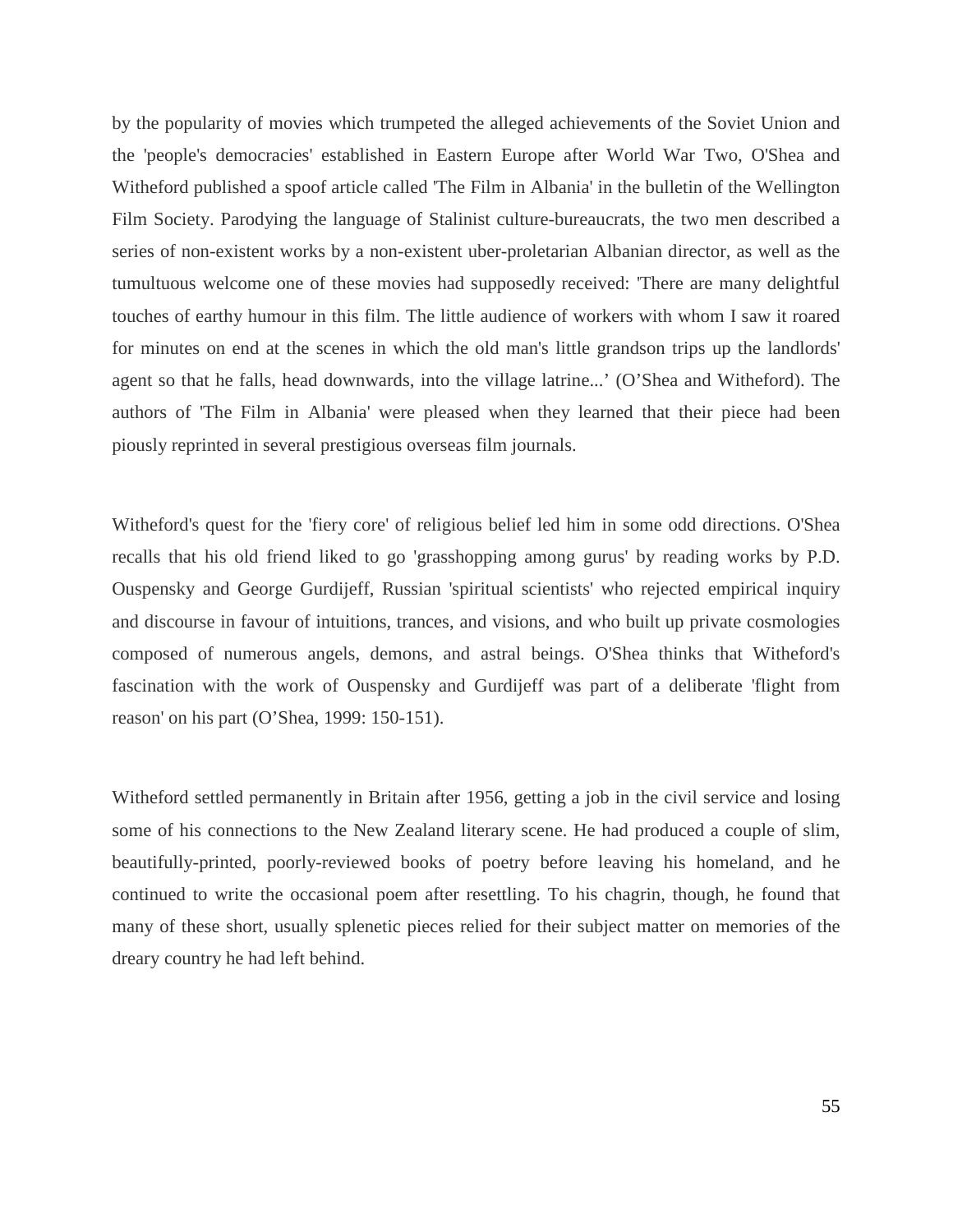by the popularity of movies which trumpeted the alleged achievements of the Soviet Union and the 'people's democracies' established in Eastern Europe after World War Two, O'Shea and Witheford published a spoof article called 'The Film in Albania' in the bulletin of the Wellington Film Society. Parodying the language of Stalinist culture-bureaucrats, the two men described a series of non-existent works by a non-existent uber-proletarian Albanian director, as well as the tumultuous welcome one of these movies had supposedly received: 'There are many delightful touches of earthy humour in this film. The little audience of workers with whom I saw it roared for minutes on end at the scenes in which the old man's little grandson trips up the landlords' agent so that he falls, head downwards, into the village latrine...' (O'Shea and Witheford). The authors of 'The Film in Albania' were pleased when they learned that their piece had been piously reprinted in several prestigious overseas film journals.

Witheford's quest for the 'fiery core' of religious belief led him in some odd directions. O'Shea recalls that his old friend liked to go 'grasshopping among gurus' by reading works by P.D. Ouspensky and George Gurdijeff, Russian 'spiritual scientists' who rejected empirical inquiry and discourse in favour of intuitions, trances, and visions, and who built up private cosmologies composed of numerous angels, demons, and astral beings. O'Shea thinks that Witheford's fascination with the work of Ouspensky and Gurdijeff was part of a deliberate 'flight from reason' on his part (O'Shea, 1999: 150-151).

Witheford settled permanently in Britain after 1956, getting a job in the civil service and losing some of his connections to the New Zealand literary scene. He had produced a couple of slim, beautifully-printed, poorly-reviewed books of poetry before leaving his homeland, and he continued to write the occasional poem after resettling. To his chagrin, though, he found that many of these short, usually splenetic pieces relied for their subject matter on memories of the dreary country he had left behind.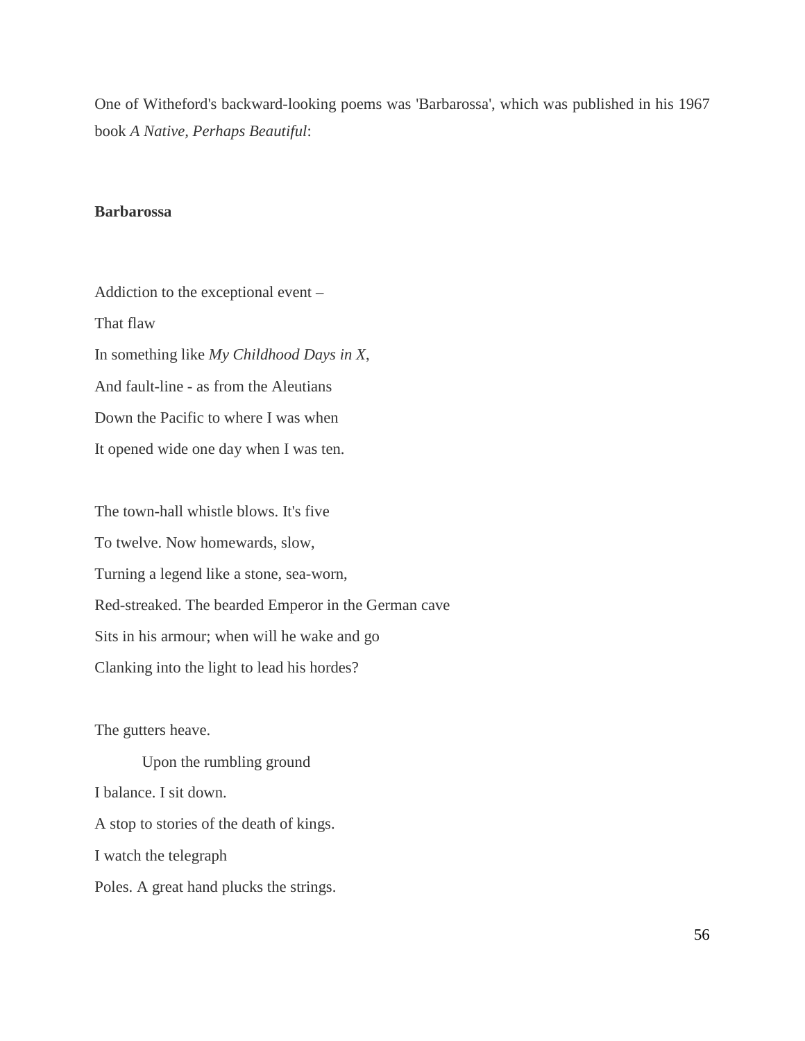One of Witheford's backward-looking poems was 'Barbarossa', which was published in his 1967 book *A Native, Perhaps Beautiful*:

**Barbarossa**

Addiction to the exceptional event –
That flaw
In something like *My Childhood Days in X*,
And fault-line - as from the Aleutians
Down the Pacific to where I was when
It opened wide one day when I was ten.

The town-hall whistle blows. It's five
To twelve. Now homewards, slow,
Turning a legend like a stone, sea-worn,
Red-streaked. The bearded Emperor in the German cave
Sits in his armour; when will he wake and go
Clanking into the light to lead his hordes?

The gutters heave.
          Upon the rumbling ground
I balance. I sit down.
A stop to stories of the death of kings.
I watch the telegraph
Poles. A great hand plucks the strings.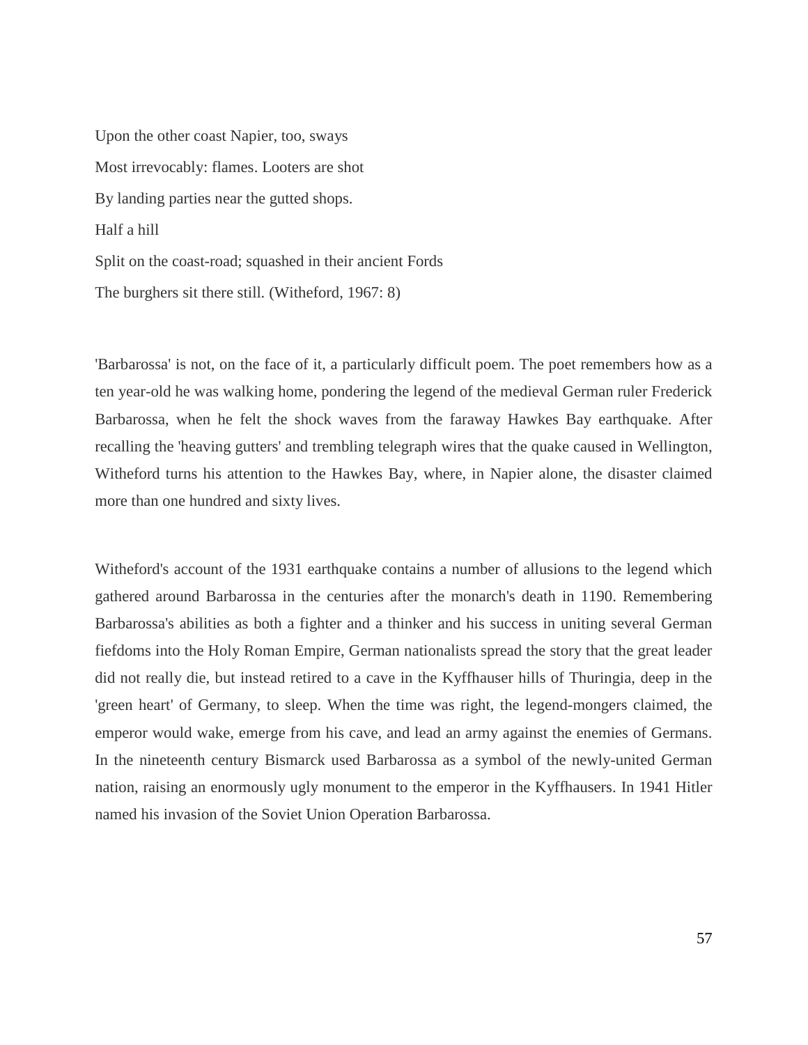Upon the other coast Napier, too, sways  
Most irrevocably: flames. Looters are shot  
By landing parties near the gutted shops.  
Half a hill  
Split on the coast-road; squashed in their ancient Fords  
The burghers sit there still. (Witheford, 1967: 8)

'Barbarossa' is not, on the face of it, a particularly difficult poem. The poet remembers how as a ten year-old he was walking home, pondering the legend of the medieval German ruler Frederick Barbarossa, when he felt the shock waves from the faraway Hawkes Bay earthquake. After recalling the 'heaving gutters' and trembling telegraph wires that the quake caused in Wellington, Witheford turns his attention to the Hawkes Bay, where, in Napier alone, the disaster claimed more than one hundred and sixty lives.

Witheford's account of the 1931 earthquake contains a number of allusions to the legend which gathered around Barbarossa in the centuries after the monarch's death in 1190. Remembering Barbarossa's abilities as both a fighter and a thinker and his success in uniting several German fiefdoms into the Holy Roman Empire, German nationalists spread the story that the great leader did not really die, but instead retired to a cave in the Kyffhauser hills of Thuringia, deep in the 'green heart' of Germany, to sleep. When the time was right, the legend-mongers claimed, the emperor would wake, emerge from his cave, and lead an army against the enemies of Germans. In the nineteenth century Bismarck used Barbarossa as a symbol of the newly-united German nation, raising an enormously ugly monument to the emperor in the Kyffhausers. In 1941 Hitler named his invasion of the Soviet Union Operation Barbarossa.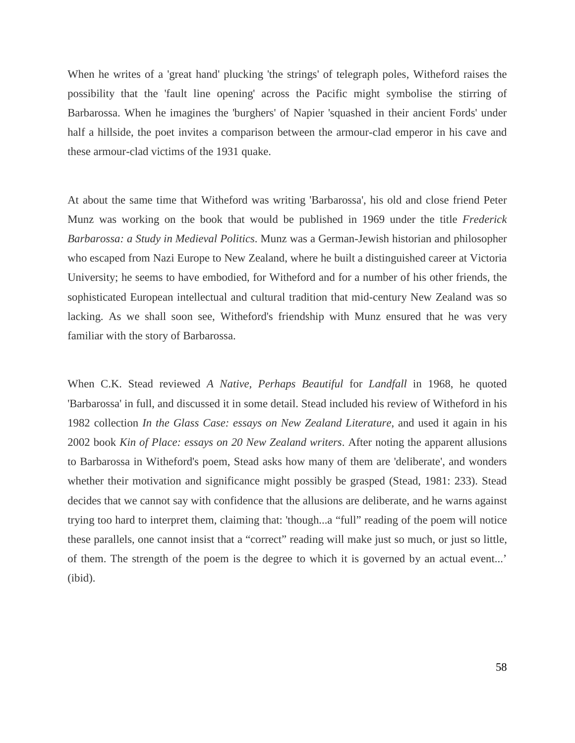When he writes of a 'great hand' plucking 'the strings' of telegraph poles, Witheford raises the possibility that the 'fault line opening' across the Pacific might symbolise the stirring of Barbarossa. When he imagines the 'burghers' of Napier 'squashed in their ancient Fords' under half a hillside, the poet invites a comparison between the armour-clad emperor in his cave and these armour-clad victims of the 1931 quake.

At about the same time that Witheford was writing 'Barbarossa', his old and close friend Peter Munz was working on the book that would be published in 1969 under the title *Frederick Barbarossa: a Study in Medieval Politics*. Munz was a German-Jewish historian and philosopher who escaped from Nazi Europe to New Zealand, where he built a distinguished career at Victoria University; he seems to have embodied, for Witheford and for a number of his other friends, the sophisticated European intellectual and cultural tradition that mid-century New Zealand was so lacking. As we shall soon see, Witheford's friendship with Munz ensured that he was very familiar with the story of Barbarossa.

When C.K. Stead reviewed *A Native, Perhaps Beautiful* for *Landfall* in 1968, he quoted 'Barbarossa' in full, and discussed it in some detail. Stead included his review of Witheford in his 1982 collection *In the Glass Case: essays on New Zealand Literature*, and used it again in his 2002 book *Kin of Place: essays on 20 New Zealand writers*. After noting the apparent allusions to Barbarossa in Witheford's poem, Stead asks how many of them are 'deliberate', and wonders whether their motivation and significance might possibly be grasped (Stead, 1981: 233). Stead decides that we cannot say with confidence that the allusions are deliberate, and he warns against trying too hard to interpret them, claiming that: 'though...a “full” reading of the poem will notice these parallels, one cannot insist that a “correct” reading will make just so much, or just so little, of them. The strength of the poem is the degree to which it is governed by an actual event...' (ibid).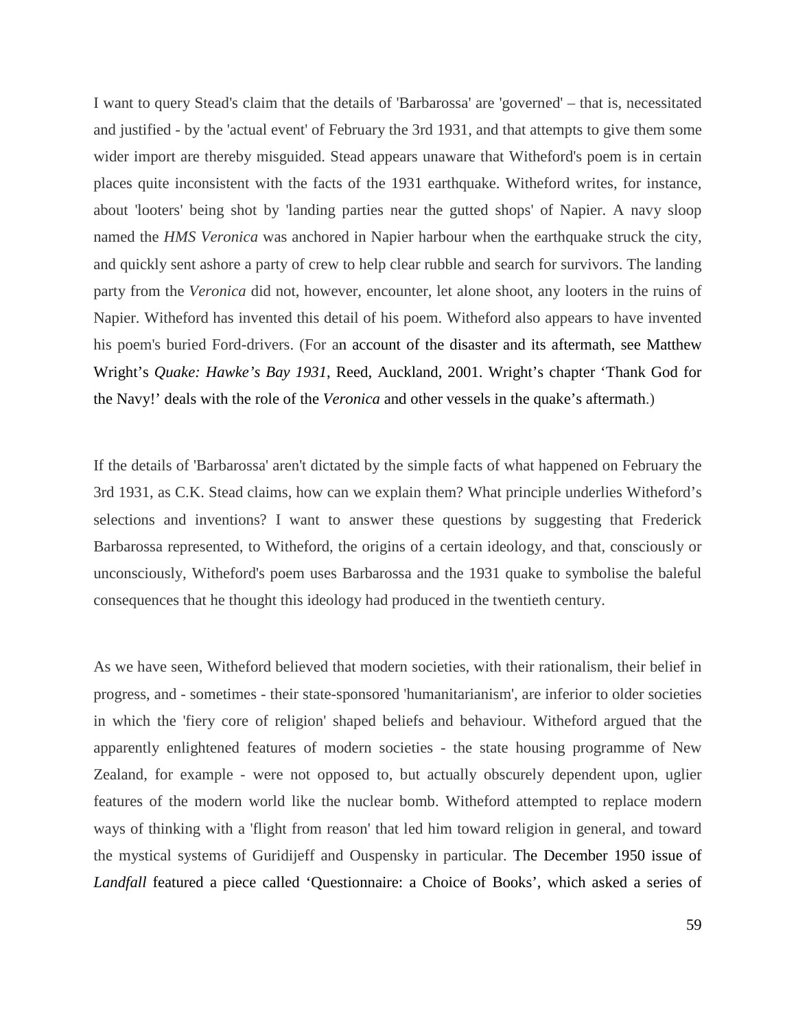I want to query Stead's claim that the details of 'Barbarossa' are 'governed' – that is, necessitated and justified - by the 'actual event' of February the 3rd 1931, and that attempts to give them some wider import are thereby misguided. Stead appears unaware that Witheford's poem is in certain places quite inconsistent with the facts of the 1931 earthquake. Witheford writes, for instance, about 'looters' being shot by 'landing parties near the gutted shops' of Napier. A navy sloop named the *HMS Veronica* was anchored in Napier harbour when the earthquake struck the city, and quickly sent ashore a party of crew to help clear rubble and search for survivors. The landing party from the *Veronica* did not, however, encounter, let alone shoot, any looters in the ruins of Napier. Witheford has invented this detail of his poem. Witheford also appears to have invented his poem's buried Ford-drivers. (For an account of the disaster and its aftermath, see Matthew Wright's *Quake: Hawke's Bay 1931*, Reed, Auckland, 2001. Wright's chapter 'Thank God for the Navy!' deals with the role of the *Veronica* and other vessels in the quake's aftermath.)

If the details of 'Barbarossa' aren't dictated by the simple facts of what happened on February the 3rd 1931, as C.K. Stead claims, how can we explain them? What principle underlies Witheford's selections and inventions? I want to answer these questions by suggesting that Frederick Barbarossa represented, to Witheford, the origins of a certain ideology, and that, consciously or unconsciously, Witheford's poem uses Barbarossa and the 1931 quake to symbolise the baleful consequences that he thought this ideology had produced in the twentieth century.

As we have seen, Witheford believed that modern societies, with their rationalism, their belief in progress, and - sometimes - their state-sponsored 'humanitarianism', are inferior to older societies in which the 'fiery core of religion' shaped beliefs and behaviour. Witheford argued that the apparently enlightened features of modern societies - the state housing programme of New Zealand, for example - were not opposed to, but actually obscurely dependent upon, uglier features of the modern world like the nuclear bomb. Witheford attempted to replace modern ways of thinking with a 'flight from reason' that led him toward religion in general, and toward the mystical systems of Guridijeff and Ouspensky in particular. The December 1950 issue of *Landfall* featured a piece called 'Questionnaire: a Choice of Books', which asked a series of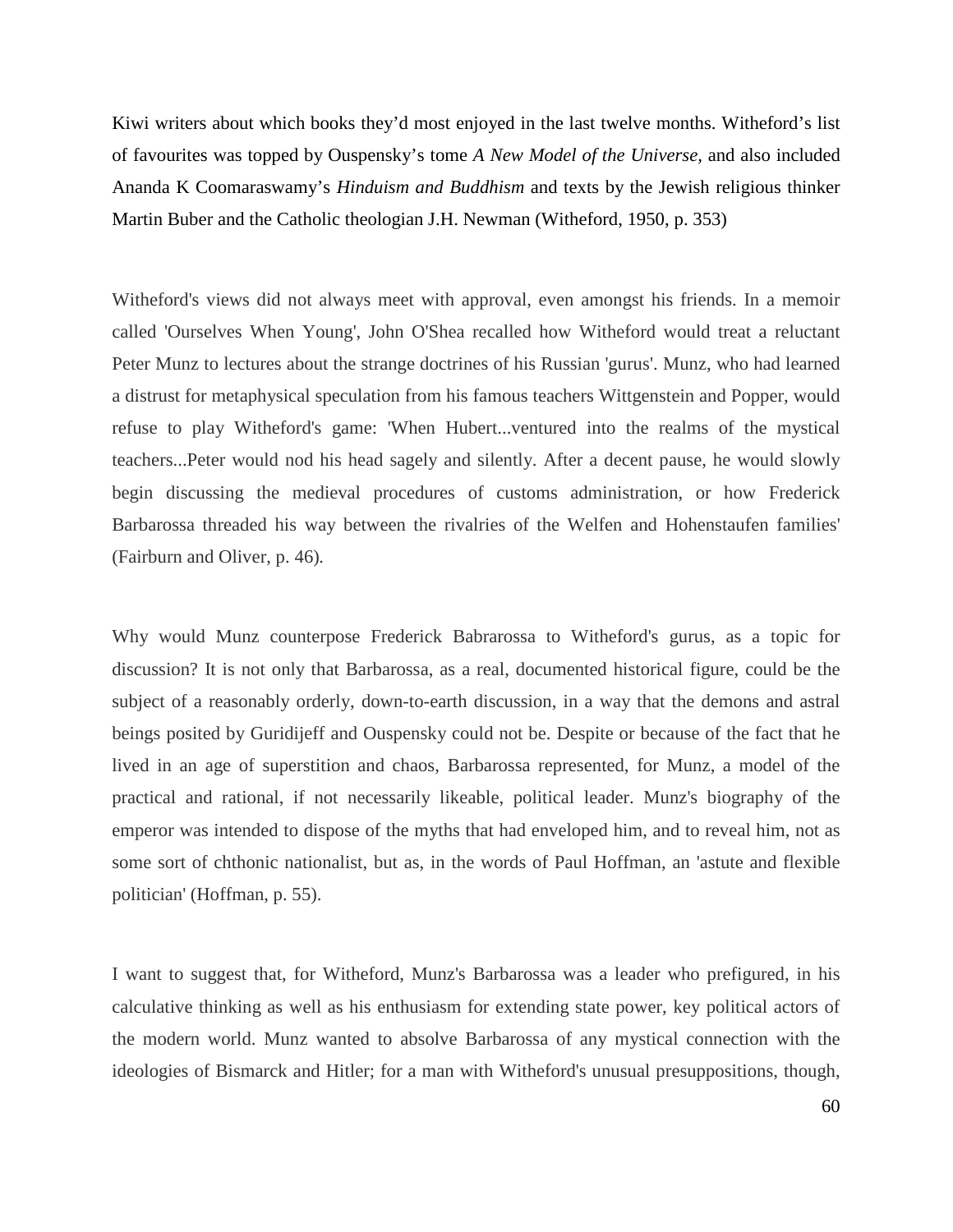Kiwi writers about which books they'd most enjoyed in the last twelve months. Witheford's list of favourites was topped by Ouspensky's tome *A New Model of the Universe*, and also included Ananda K Coomaraswamy's *Hinduism and Buddhism* and texts by the Jewish religious thinker Martin Buber and the Catholic theologian J.H. Newman (Witheford, 1950, p. 353)

Witheford's views did not always meet with approval, even amongst his friends. In a memoir called 'Ourselves When Young', John O'Shea recalled how Witheford would treat a reluctant Peter Munz to lectures about the strange doctrines of his Russian 'gurus'. Munz, who had learned a distrust for metaphysical speculation from his famous teachers Wittgenstein and Popper, would refuse to play Witheford's game: 'When Hubert...ventured into the realms of the mystical teachers...Peter would nod his head sagely and silently. After a decent pause, he would slowly begin discussing the medieval procedures of customs administration, or how Frederick Barbarossa threaded his way between the rivalries of the Welfen and Hohenstaufen families' (Fairburn and Oliver, p. 46).

Why would Munz counterpose Frederick Babrarossa to Witheford's gurus, as a topic for discussion? It is not only that Barbarossa, as a real, documented historical figure, could be the subject of a reasonably orderly, down-to-earth discussion, in a way that the demons and astral beings posited by Guridijeff and Ouspensky could not be. Despite or because of the fact that he lived in an age of superstition and chaos, Barbarossa represented, for Munz, a model of the practical and rational, if not necessarily likeable, political leader. Munz's biography of the emperor was intended to dispose of the myths that had enveloped him, and to reveal him, not as some sort of chthonic nationalist, but as, in the words of Paul Hoffman, an 'astute and flexible politician' (Hoffman, p. 55).

I want to suggest that, for Witheford, Munz's Barbarossa was a leader who prefigured, in his calculative thinking as well as his enthusiasm for extending state power, key political actors of the modern world. Munz wanted to absolve Barbarossa of any mystical connection with the ideologies of Bismarck and Hitler; for a man with Witheford's unusual presuppositions, though,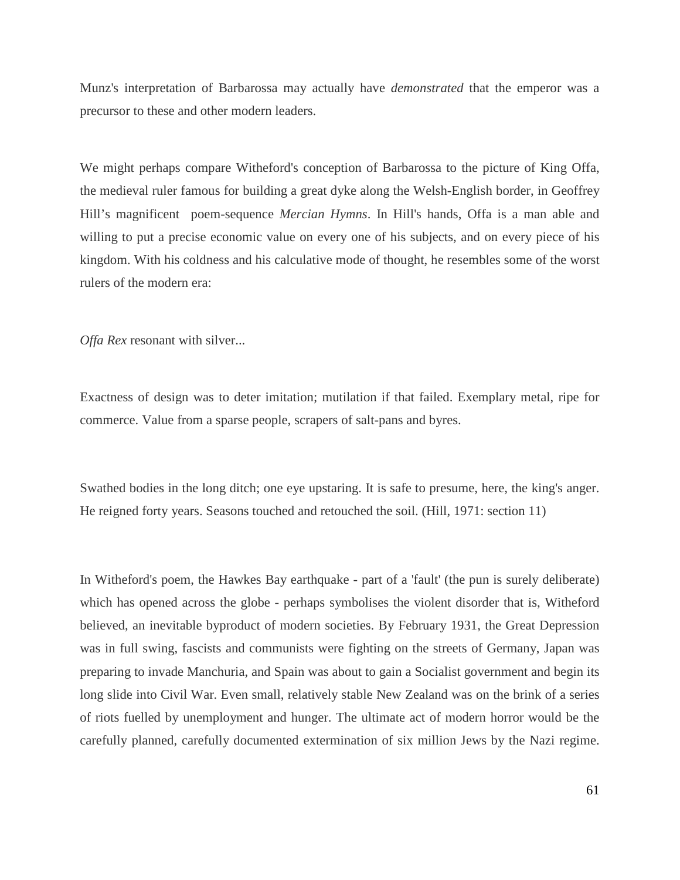Munz's interpretation of Barbarossa may actually have *demonstrated* that the emperor was a precursor to these and other modern leaders.

We might perhaps compare Witheford's conception of Barbarossa to the picture of King Offa, the medieval ruler famous for building a great dyke along the Welsh-English border, in Geoffrey Hill's magnificent poem-sequence *Mercian Hymns*. In Hill's hands, Offa is a man able and willing to put a precise economic value on every one of his subjects, and on every piece of his kingdom. With his coldness and his calculative mode of thought, he resembles some of the worst rulers of the modern era:

*Offa Rex* resonant with silver...

Exactness of design was to deter imitation; mutilation if that failed. Exemplary metal, ripe for commerce. Value from a sparse people, scrapers of salt-pans and byres.

Swathed bodies in the long ditch; one eye upstaring. It is safe to presume, here, the king's anger. He reigned forty years. Seasons touched and retouched the soil. (Hill, 1971: section 11)

In Witheford's poem, the Hawkes Bay earthquake - part of a 'fault' (the pun is surely deliberate) which has opened across the globe - perhaps symbolises the violent disorder that is, Witheford believed, an inevitable byproduct of modern societies. By February 1931, the Great Depression was in full swing, fascists and communists were fighting on the streets of Germany, Japan was preparing to invade Manchuria, and Spain was about to gain a Socialist government and begin its long slide into Civil War. Even small, relatively stable New Zealand was on the brink of a series of riots fuelled by unemployment and hunger. The ultimate act of modern horror would be the carefully planned, carefully documented extermination of six million Jews by the Nazi regime.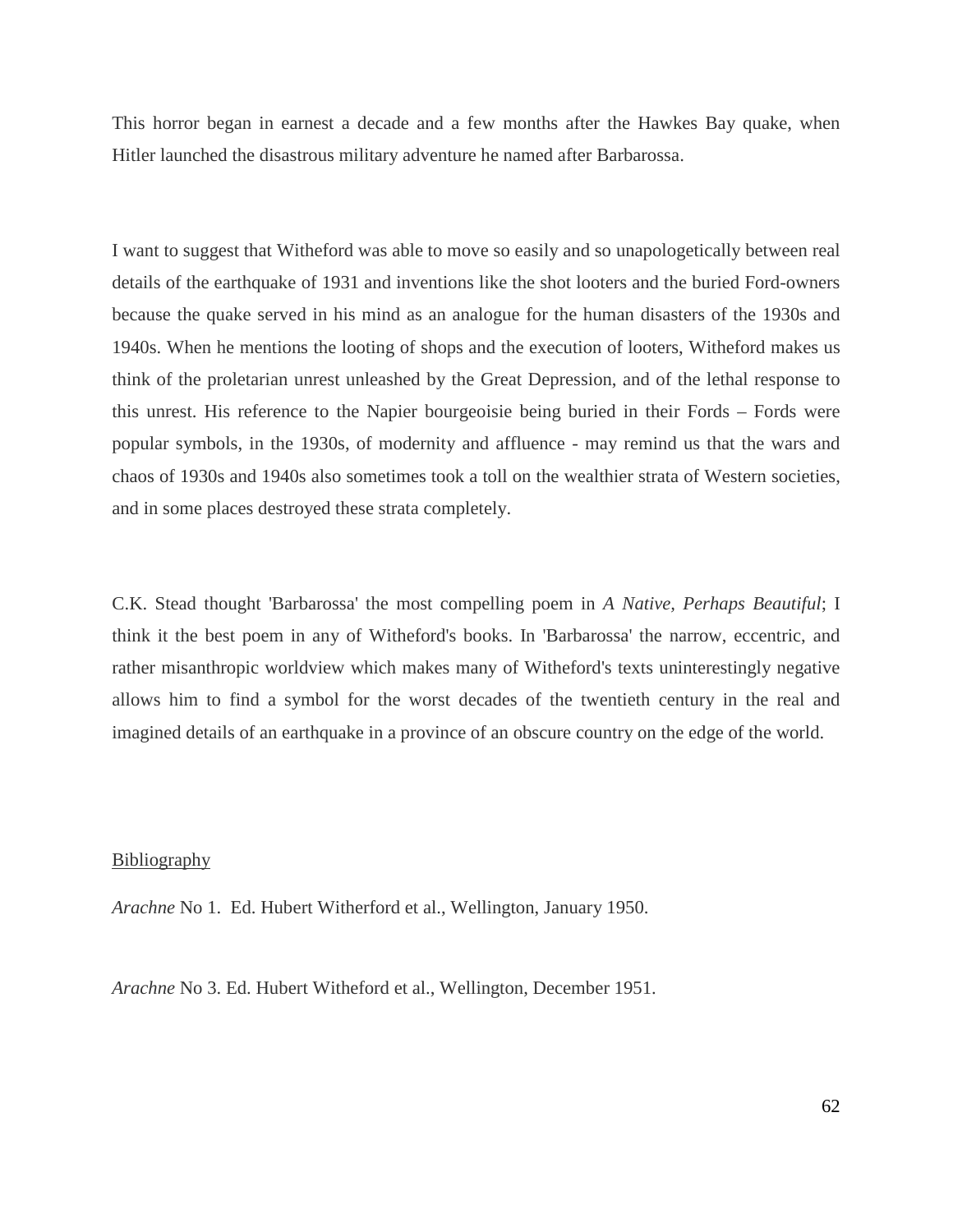This horror began in earnest a decade and a few months after the Hawkes Bay quake, when Hitler launched the disastrous military adventure he named after Barbarossa.

I want to suggest that Witheford was able to move so easily and so unapologetically between real details of the earthquake of 1931 and inventions like the shot looters and the buried Ford-owners because the quake served in his mind as an analogue for the human disasters of the 1930s and 1940s. When he mentions the looting of shops and the execution of looters, Witheford makes us think of the proletarian unrest unleashed by the Great Depression, and of the lethal response to this unrest. His reference to the Napier bourgeoisie being buried in their Fords – Fords were popular symbols, in the 1930s, of modernity and affluence - may remind us that the wars and chaos of 1930s and 1940s also sometimes took a toll on the wealthier strata of Western societies, and in some places destroyed these strata completely.

C.K. Stead thought 'Barbarossa' the most compelling poem in *A Native, Perhaps Beautiful*; I think it the best poem in any of Witheford's books. In 'Barbarossa' the narrow, eccentric, and rather misanthropic worldview which makes many of Witheford's texts uninterestingly negative allows him to find a symbol for the worst decades of the twentieth century in the real and imagined details of an earthquake in a province of an obscure country on the edge of the world.

## Bibliography

*Arachne* No 1. Ed. Hubert Witherford et al., Wellington, January 1950.

*Arachne* No 3. Ed. Hubert Witheford et al., Wellington, December 1951.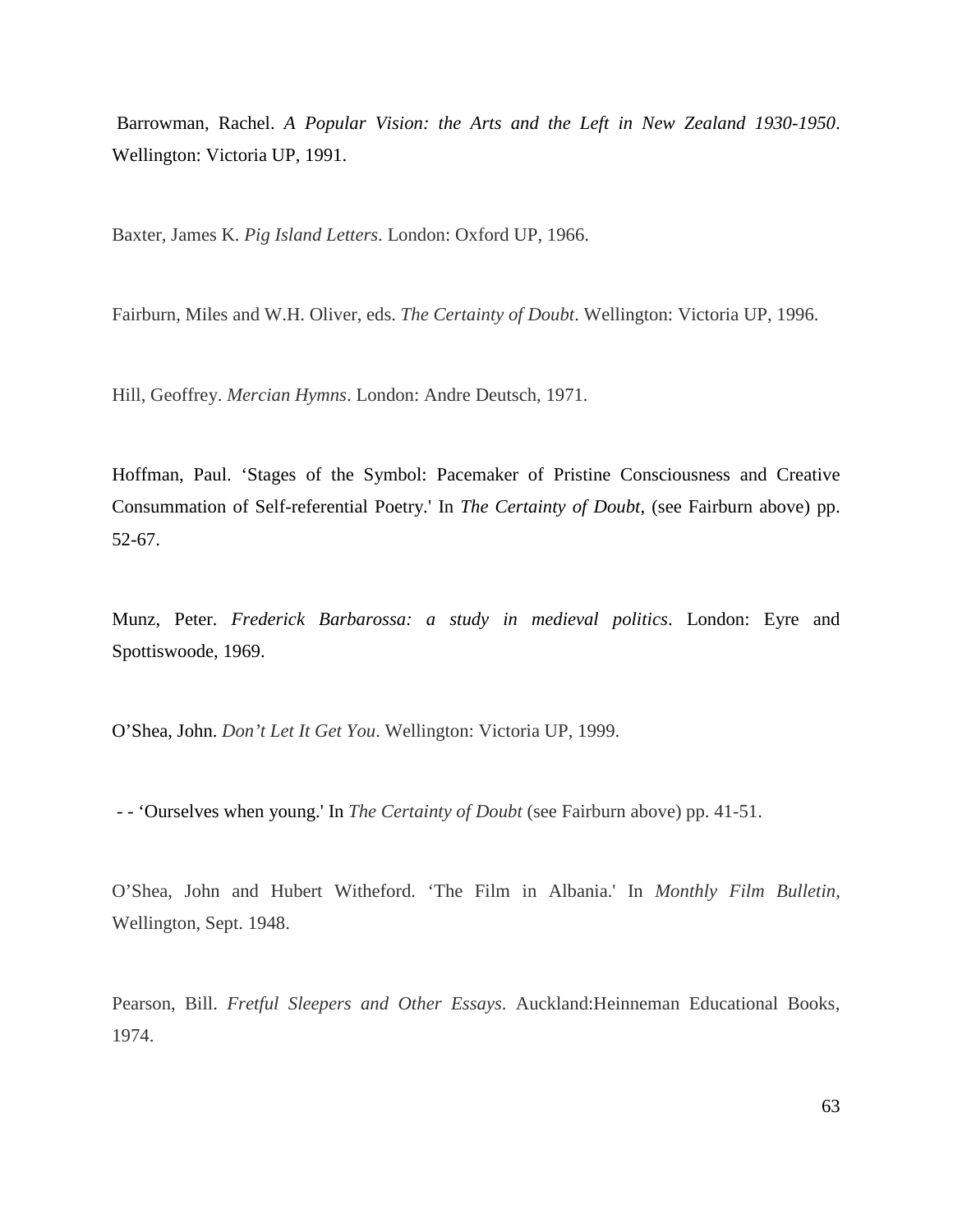Barrowman, Rachel. *A Popular Vision: the Arts and the Left in New Zealand 1930-1950*. Wellington: Victoria UP, 1991.

Baxter, James K. *Pig Island Letters*. London: Oxford UP, 1966.

Fairburn, Miles and W.H. Oliver, eds. *The Certainty of Doubt*. Wellington: Victoria UP, 1996.

Hill, Geoffrey. *Mercian Hymns*. London: Andre Deutsch, 1971.

Hoffman, Paul. 'Stages of the Symbol: Pacemaker of Pristine Consciousness and Creative Consummation of Self-referential Poetry.' In *The Certainty of Doubt*, (see Fairburn above) pp. 52-67.

Munz, Peter. *Frederick Barbarossa: a study in medieval politics*. London: Eyre and Spottiswoode, 1969.

O'Shea, John. *Don't Let It Get You*. Wellington: Victoria UP, 1999.

- - 'Ourselves when young.' In *The Certainty of Doubt* (see Fairburn above) pp. 41-51.

O'Shea, John and Hubert Witheford. 'The Film in Albania.' In *Monthly Film Bulletin*, Wellington, Sept. 1948.

Pearson, Bill. *Fretful Sleepers and Other Essays*. Auckland:Heinneman Educational Books, 1974.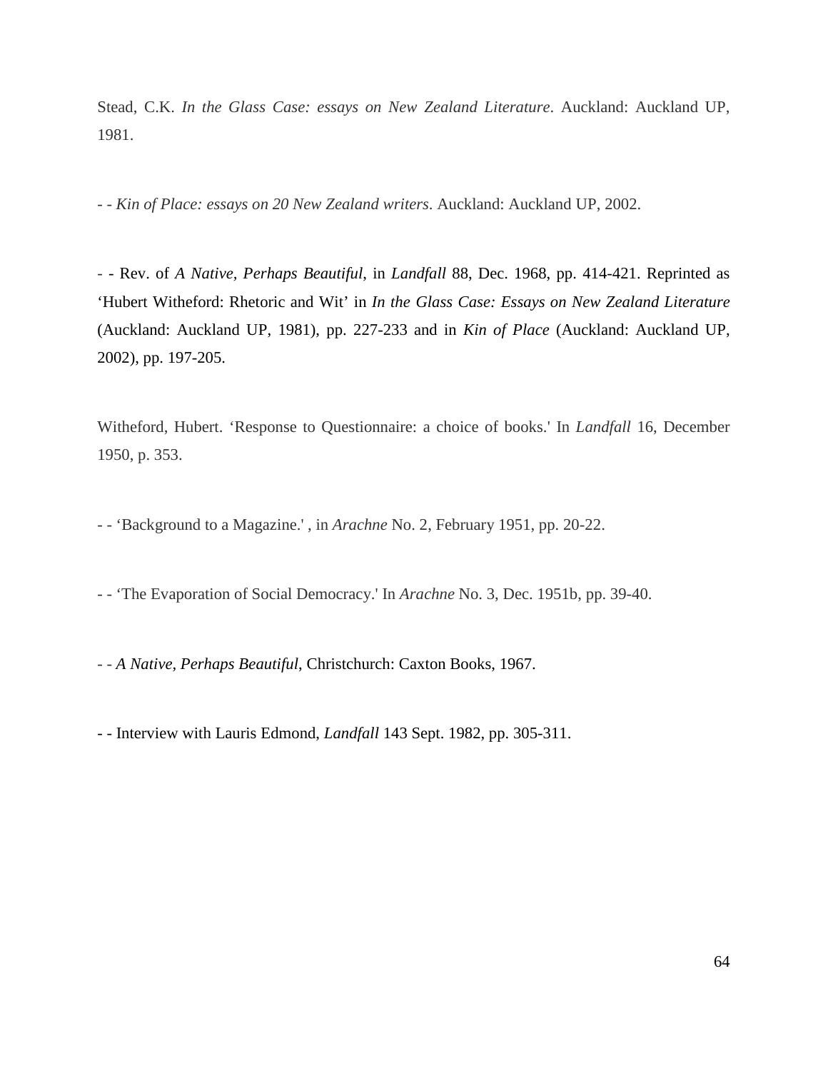Stead, C.K. *In the Glass Case: essays on New Zealand Literature*. Auckland: Auckland UP, 1981.

- - *Kin of Place: essays on 20 New Zealand writers*. Auckland: Auckland UP, 2002.

- - Rev. of *A Native, Perhaps Beautiful*, in *Landfall* 88, Dec. 1968, pp. 414-421. Reprinted as 'Hubert Witheford: Rhetoric and Wit' in *In the Glass Case: Essays on New Zealand Literature* (Auckland: Auckland UP, 1981), pp. 227-233 and in *Kin of Place* (Auckland: Auckland UP, 2002), pp. 197-205.

Witheford, Hubert. 'Response to Questionnaire: a choice of books.' In *Landfall* 16, December 1950, p. 353.

- - 'Background to a Magazine.' , in *Arachne* No. 2, February 1951, pp. 20-22.

- - 'The Evaporation of Social Democracy.' In *Arachne* No. 3, Dec. 1951b, pp. 39-40.

- - *A Native, Perhaps Beautiful*, Christchurch: Caxton Books, 1967.

- - Interview with Lauris Edmond, *Landfall* 143 Sept. 1982, pp. 305-311.